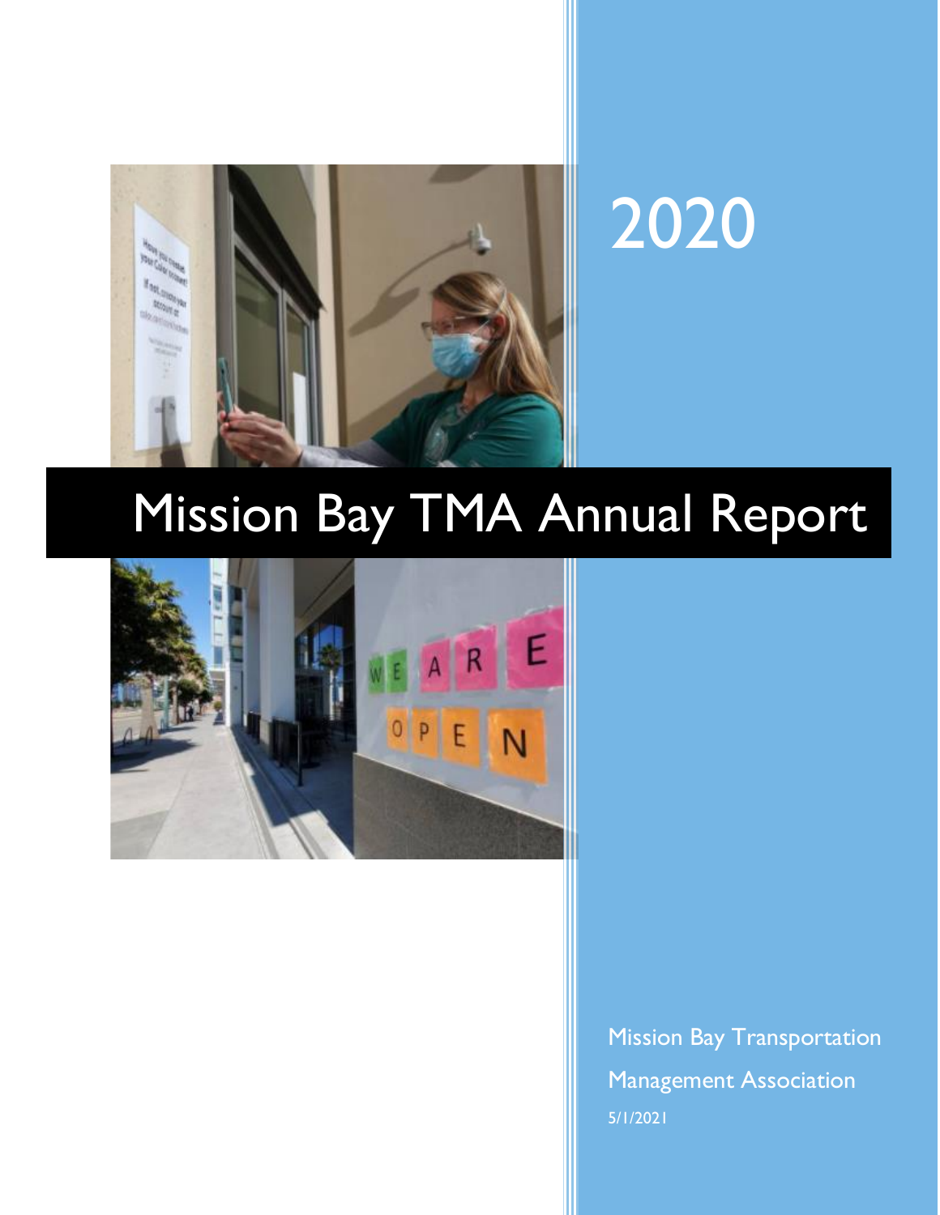# 2020

# Mission Bay TMA Annual Report

Mission Bay Transportation Management Association

5/1/2021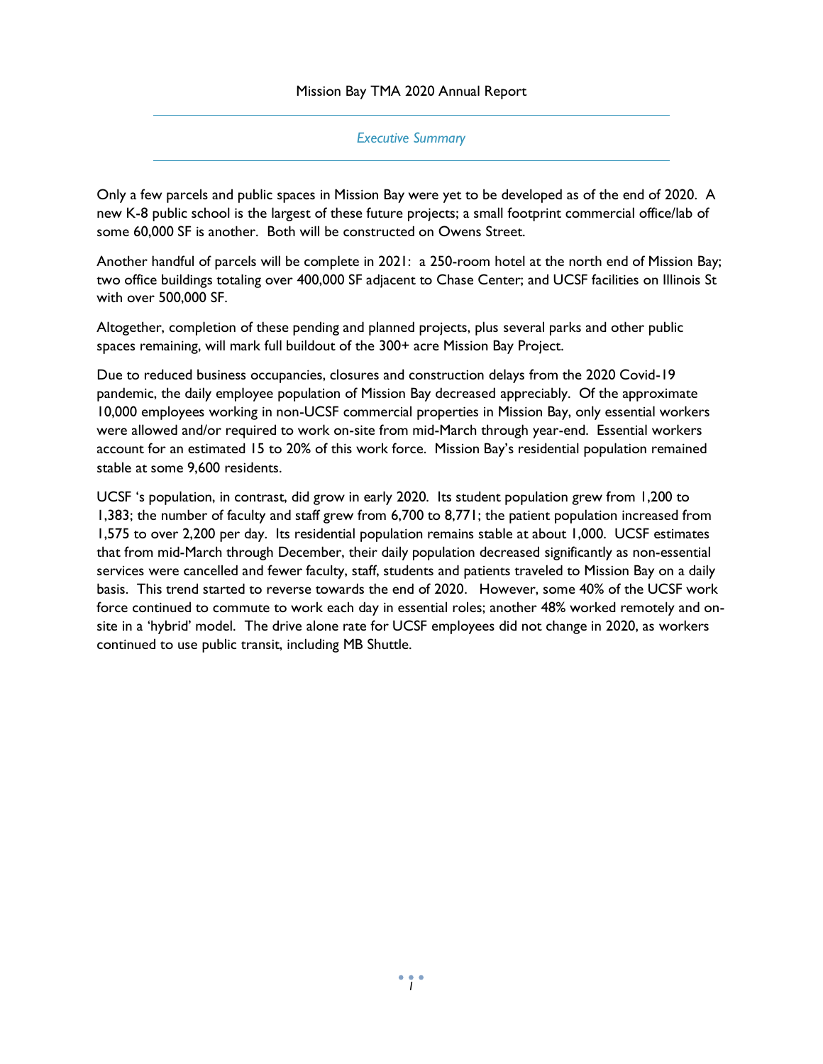## Executive Summary

Only a few parcels and public spaces in Mission Bay were yet to be developed as of the end of 2020. A new K-8 public school is the largest of these future projects; a small footprint commercial office/lab of some 60,000 SF is another. Both will be constructed on Owens Street.

Another handful of parcels will be complete in 2021: a 250-room hotel at the north end of Mission Bay; two office buildings totaling over 400,000 SF adjacent to Chase Center; and UCSF facilities on Illinois St with over 500,000 SF.

Altogether, completion of these pending and planned projects, plus several parks and other public spaces remaining, will mark full buildout of the 300+ acre Mission Bay Project.

Due to reduced business occupancies, closures and construction delays from the 2020 Covid-19 pandemic, the daily employee population of Mission Bay decreased appreciably. Of the approximate 10,000 employees working in non-UCSF commercial properties in Mission Bay, only essential workers were allowed and/or required to work on-site from mid-March through year-end. Essential workers account for an estimated 15 to 20% of this work force. Mission Bay's residential population remained stable at some 9,600 residents.

UCSF 's population, in contrast, did grow in early 2020. Its student population grew from 1,200 to 1,383; the number of faculty and staff grew from 6,700 to 8,771; the patient population increased from 1,575 to over 2,200 per day. Its residential population remains stable at about 1,000. UCSF estimates that from mid-March through December, their daily population decreased significantly as non-essential services were cancelled and fewer faculty, staff, students and patients traveled to Mission Bay on a daily basis. This trend started to reverse towards the end of 2020. However, some 40% of the UCSF work force continued to commute to work each day in essential roles; another 48% worked remotely and on-site in a 'hybrid' model. The drive alone rate for UCSF employees did not change in 2020, as workers continued to use public transit, including MB Shuttle.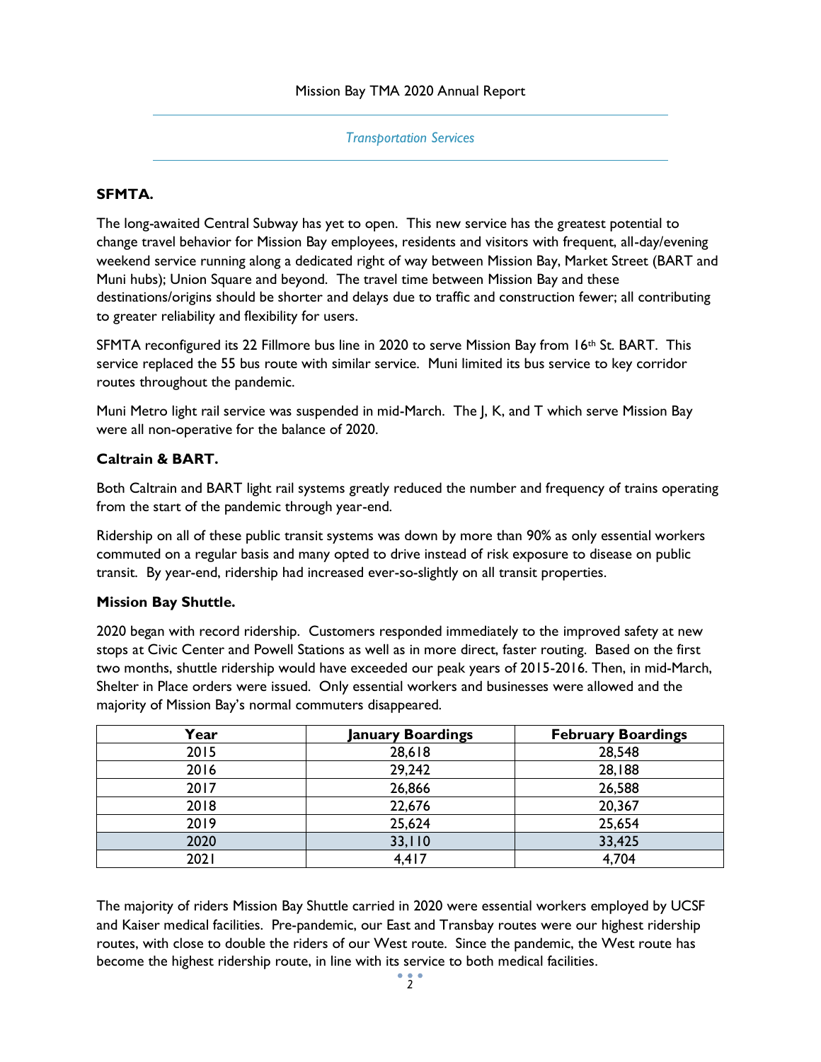*Transportation Services*

**SFMTA.**

The long-awaited Central Subway has yet to open. This new service has the greatest potential to change travel behavior for Mission Bay employees, residents and visitors with frequent, all-day/evening weekend service running along a dedicated right of way between Mission Bay, Market Street (BART and Muni hubs); Union Square and beyond. The travel time between Mission Bay and these destinations/origins should be shorter and delays due to traffic and construction fewer; all contributing to greater reliability and flexibility for users.

SFMTA reconfigured its 22 Fillmore bus line in 2020 to serve Mission Bay from 16th St. BART. This service replaced the 55 bus route with similar service. Muni limited its bus service to key corridor routes throughout the pandemic.

Muni Metro light rail service was suspended in mid-March. The J, K, and T which serve Mission Bay were all non-operative for the balance of 2020.

**Caltrain & BART.**

Both Caltrain and BART light rail systems greatly reduced the number and frequency of trains operating from the start of the pandemic through year-end.

Ridership on all of these public transit systems was down by more than 90% as only essential workers commuted on a regular basis and many opted to drive instead of risk exposure to disease on public transit. By year-end, ridership had increased ever-so-slightly on all transit properties.

**Mission Bay Shuttle.**

2020 began with record ridership. Customers responded immediately to the improved safety at new stops at Civic Center and Powell Stations as well as in more direct, faster routing. Based on the first two months, shuttle ridership would have exceeded our peak years of 2015-2016. Then, in mid-March, Shelter in Place orders were issued. Only essential workers and businesses were allowed and the majority of Mission Bay's normal commuters disappeared.

| Year | January Boardings | February Boardings |
|---|---|---|
| 2015 | 28,618 | 28,548 |
| 2016 | 29,242 | 28,188 |
| 2017 | 26,866 | 26,588 |
| 2018 | 22,676 | 20,367 |
| 2019 | 25,624 | 25,654 |
| 2020 | 33,110 | 33,425 |
| 2021 | 4,417 | 4,704 |

The majority of riders Mission Bay Shuttle carried in 2020 were essential workers employed by UCSF and Kaiser medical facilities. Pre-pandemic, our East and Transbay routes were our highest ridership routes, with close to double the riders of our West route. Since the pandemic, the West route has become the highest ridership route, in line with its service to both medical facilities.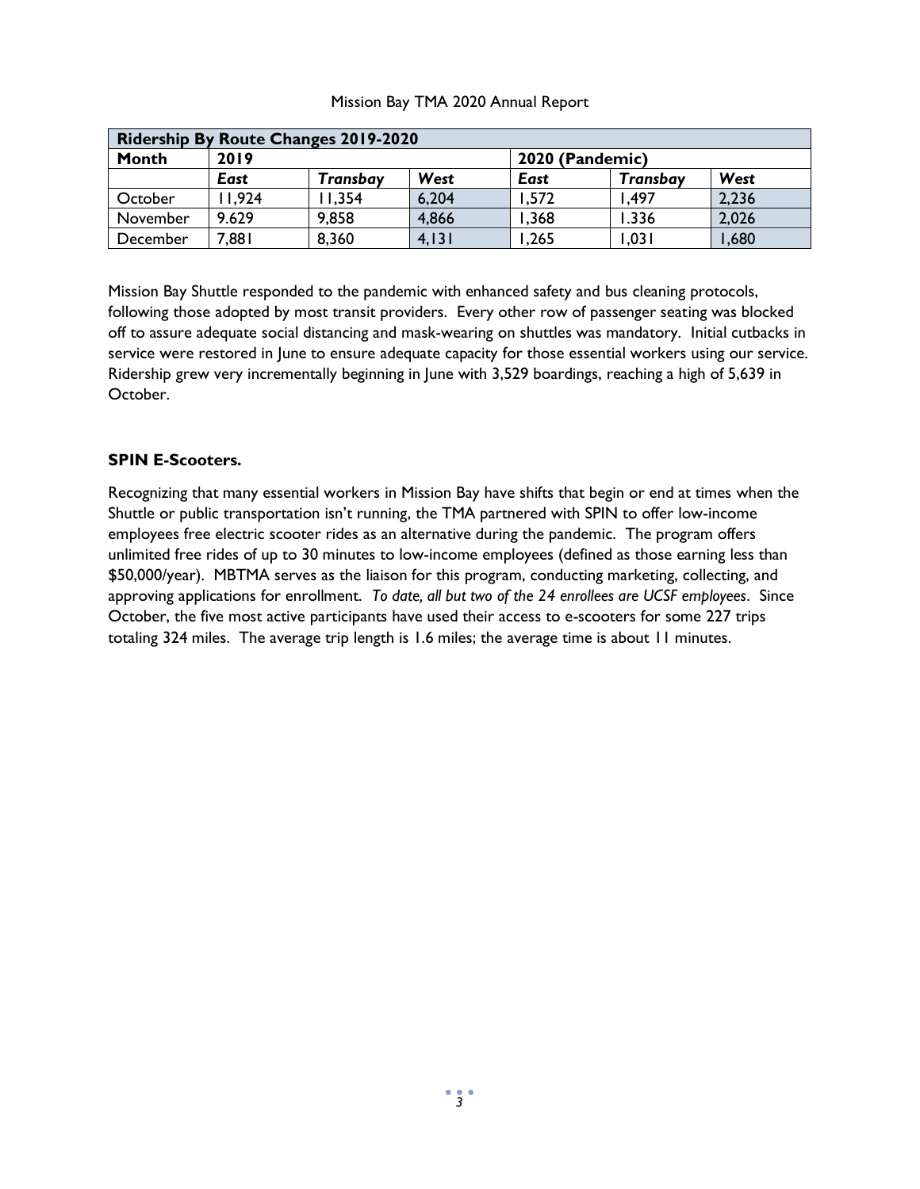| Ridership By Route Changes 2019-2020 | | | | | | |
|---|---|---|---|---|---|---|
| **Month** | **2019** | | | **2020 (Pandemic)** | | |
| | ***East*** | ***Transbay*** | ***West*** | ***East*** | ***Transbay*** | ***West*** |
| October | 11,924 | 11,354 | 6,204 | 1,572 | 1,497 | 2,236 |
| November | 9.629 | 9,858 | 4,866 | 1,368 | 1.336 | 2,026 |
| December | 7,881 | 8,360 | 4,131 | 1,265 | 1,031 | 1,680 |

Mission Bay Shuttle responded to the pandemic with enhanced safety and bus cleaning protocols, following those adopted by most transit providers. Every other row of passenger seating was blocked off to assure adequate social distancing and mask-wearing on shuttles was mandatory. Initial cutbacks in service were restored in June to ensure adequate capacity for those essential workers using our service. Ridership grew very incrementally beginning in June with 3,529 boardings, reaching a high of 5,639 in October.

**SPIN E-Scooters.**

Recognizing that many essential workers in Mission Bay have shifts that begin or end at times when the Shuttle or public transportation isn't running, the TMA partnered with SPIN to offer low-income employees free electric scooter rides as an alternative during the pandemic. The program offers unlimited free rides of up to 30 minutes to low-income employees (defined as those earning less than $50,000/year). MBTMA serves as the liaison for this program, conducting marketing, collecting, and approving applications for enrollment. *To date, all but two of the 24 enrollees are UCSF employees*. Since October, the five most active participants have used their access to e-scooters for some 227 trips totaling 324 miles. The average trip length is 1.6 miles; the average time is about 11 minutes.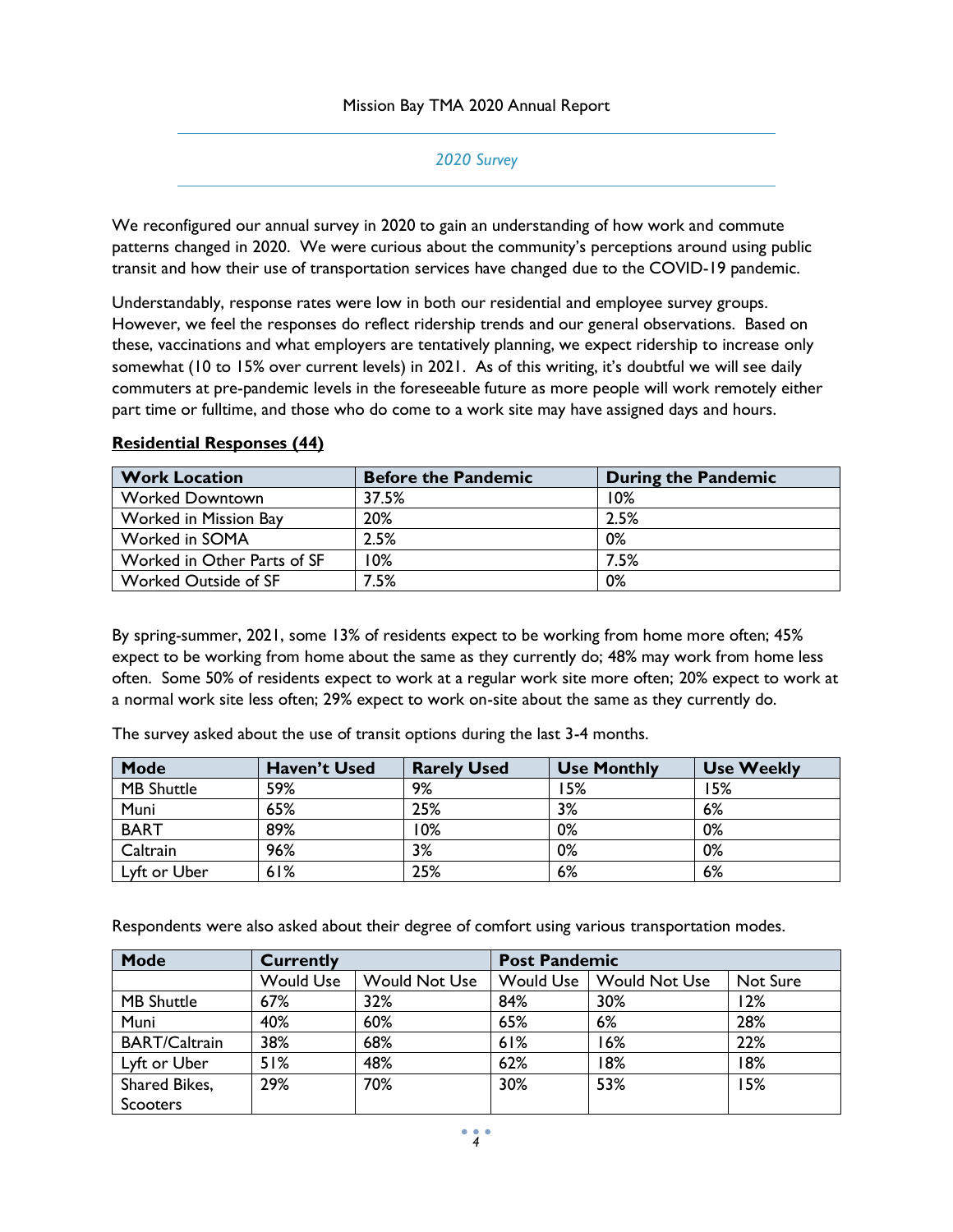## *2020 Survey*

We reconfigured our annual survey in 2020 to gain an understanding of how work and commute patterns changed in 2020. We were curious about the community's perceptions around using public transit and how their use of transportation services have changed due to the COVID-19 pandemic.

Understandably, response rates were low in both our residential and employee survey groups. However, we feel the responses do reflect ridership trends and our general observations. Based on these, vaccinations and what employers are tentatively planning, we expect ridership to increase only somewhat (10 to 15% over current levels) in 2021. As of this writing, it's doubtful we will see daily commuters at pre-pandemic levels in the foreseeable future as more people will work remotely either part time or fulltime, and those who do come to a work site may have assigned days and hours.

**Residential Responses (44)**

| Work Location | Before the Pandemic | During the Pandemic |
|---|---|---|
| Worked Downtown | 37.5% | 10% |
| Worked in Mission Bay | 20% | 2.5% |
| Worked in SOMA | 2.5% | 0% |
| Worked in Other Parts of SF | 10% | 7.5% |
| Worked Outside of SF | 7.5% | 0% |

By spring-summer, 2021, some 13% of residents expect to be working from home more often; 45% expect to be working from home about the same as they currently do; 48% may work from home less often. Some 50% of residents expect to work at a regular work site more often; 20% expect to work at a normal work site less often; 29% expect to work on-site about the same as they currently do.

The survey asked about the use of transit options during the last 3-4 months.

| Mode | Haven't Used | Rarely Used | Use Monthly | Use Weekly |
|---|---|---|---|---|
| MB Shuttle | 59% | 9% | 15% | 15% |
| Muni | 65% | 25% | 3% | 6% |
| BART | 89% | 10% | 0% | 0% |
| Caltrain | 96% | 3% | 0% | 0% |
| Lyft or Uber | 61% | 25% | 6% | 6% |

Respondents were also asked about their degree of comfort using various transportation modes.

| Mode | Currently | | Post Pandemic | | |
|---|---|---|---|---|---|
| | Would Use | Would Not Use | Would Use | Would Not Use | Not Sure |
| MB Shuttle | 67% | 32% | 84% | 30% | 12% |
| Muni | 40% | 60% | 65% | 6% | 28% |
| BART/Caltrain | 38% | 68% | 61% | 16% | 22% |
| Lyft or Uber | 51% | 48% | 62% | 18% | 18% |
| Shared Bikes, Scooters | 29% | 70% | 30% | 53% | 15% |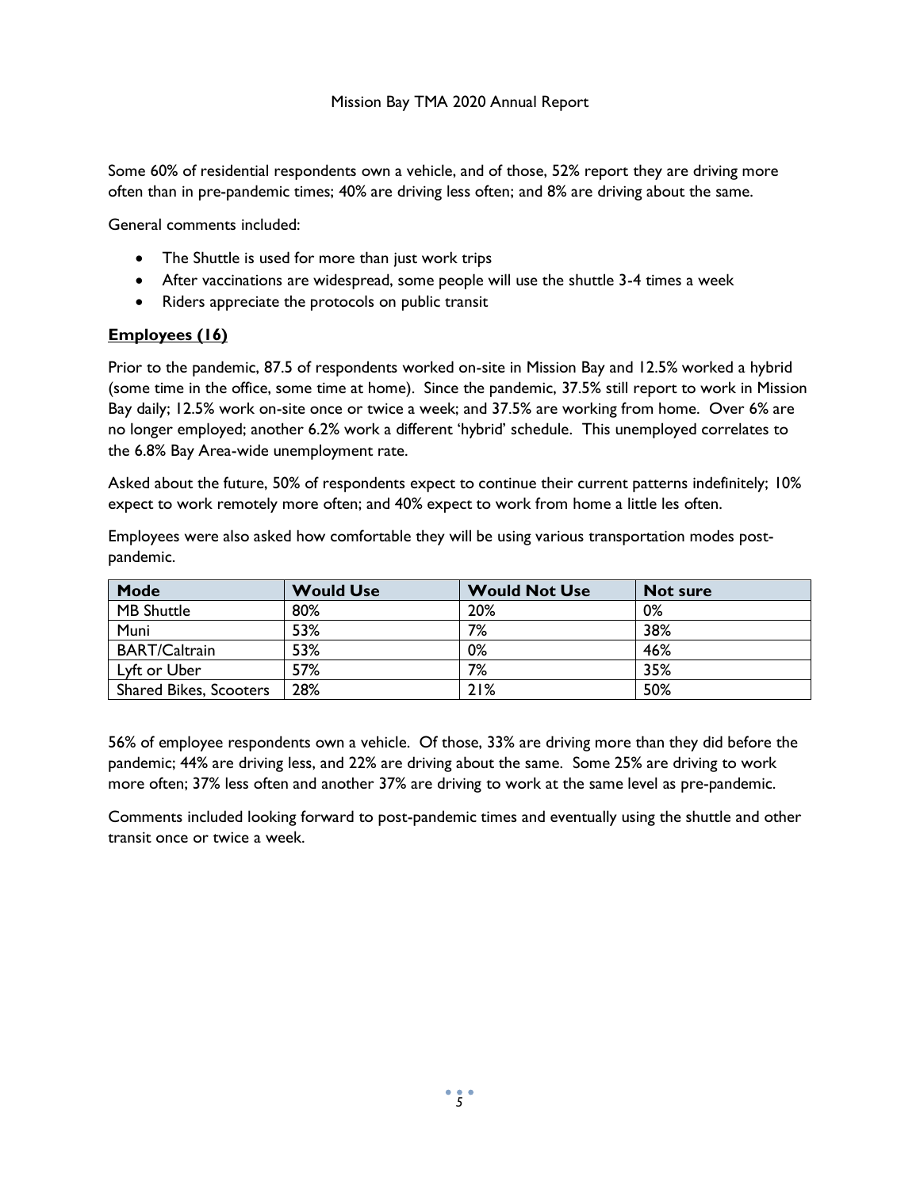Some 60% of residential respondents own a vehicle, and of those, 52% report they are driving more often than in pre-pandemic times; 40% are driving less often; and 8% are driving about the same.

General comments included:

- The Shuttle is used for more than just work trips
- After vaccinations are widespread, some people will use the shuttle 3-4 times a week
- Riders appreciate the protocols on public transit

**Employees (16)**

Prior to the pandemic, 87.5 of respondents worked on-site in Mission Bay and 12.5% worked a hybrid (some time in the office, some time at home). Since the pandemic, 37.5% still report to work in Mission Bay daily; 12.5% work on-site once or twice a week; and 37.5% are working from home. Over 6% are no longer employed; another 6.2% work a different 'hybrid' schedule. This unemployed correlates to the 6.8% Bay Area-wide unemployment rate.

Asked about the future, 50% of respondents expect to continue their current patterns indefinitely; 10% expect to work remotely more often; and 40% expect to work from home a little les often.

Employees were also asked how comfortable they will be using various transportation modes post-pandemic.

| Mode | Would Use | Would Not Use | Not sure |
|---|---|---|---|
| MB Shuttle | 80% | 20% | 0% |
| Muni | 53% | 7% | 38% |
| BART/Caltrain | 53% | 0% | 46% |
| Lyft or Uber | 57% | 7% | 35% |
| Shared Bikes, Scooters | 28% | 21% | 50% |

56% of employee respondents own a vehicle. Of those, 33% are driving more than they did before the pandemic; 44% are driving less, and 22% are driving about the same. Some 25% are driving to work more often; 37% less often and another 37% are driving to work at the same level as pre-pandemic.

Comments included looking forward to post-pandemic times and eventually using the shuttle and other transit once or twice a week.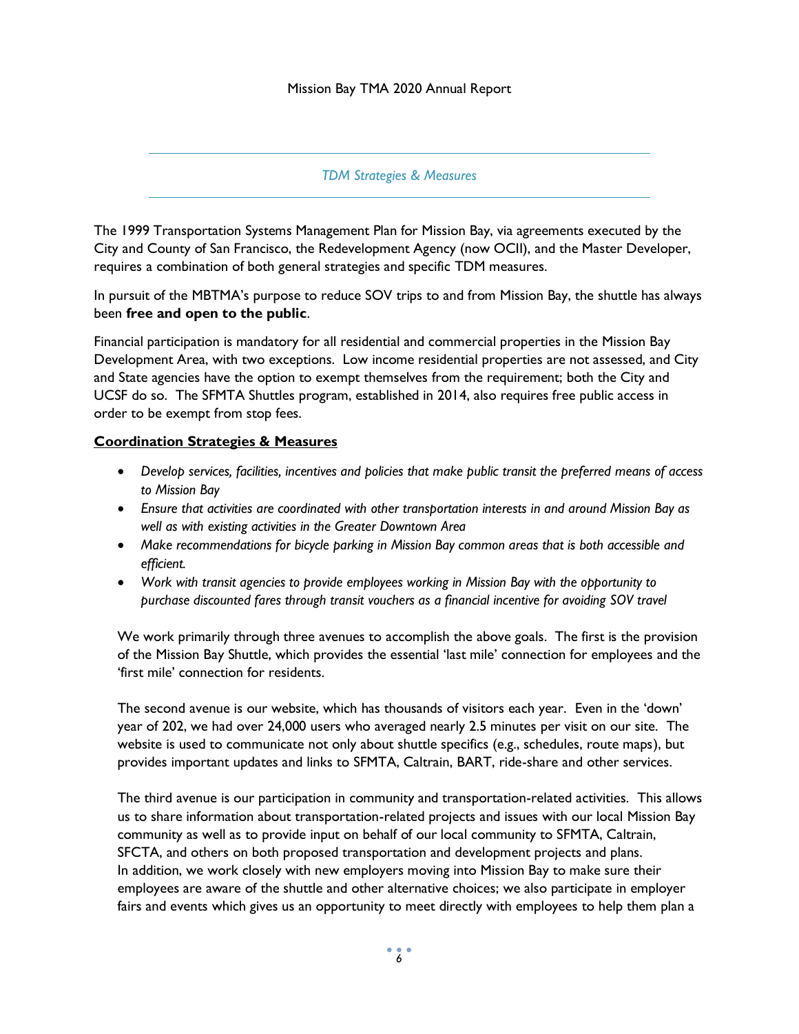## TDM Strategies & Measures

The 1999 Transportation Systems Management Plan for Mission Bay, via agreements executed by the City and County of San Francisco, the Redevelopment Agency (now OCII), and the Master Developer, requires a combination of both general strategies and specific TDM measures.

In pursuit of the MBTMA's purpose to reduce SOV trips to and from Mission Bay, the shuttle has always been **free and open to the public**.

Financial participation is mandatory for all residential and commercial properties in the Mission Bay Development Area, with two exceptions. Low income residential properties are not assessed, and City and State agencies have the option to exempt themselves from the requirement; both the City and UCSF do so. The SFMTA Shuttles program, established in 2014, also requires free public access in order to be exempt from stop fees.

### Coordination Strategies & Measures

- *Develop services, facilities, incentives and policies that make public transit the preferred means of access to Mission Bay*
- *Ensure that activities are coordinated with other transportation interests in and around Mission Bay as well as with existing activities in the Greater Downtown Area*
- *Make recommendations for bicycle parking in Mission Bay common areas that is both accessible and efficient.*
- *Work with transit agencies to provide employees working in Mission Bay with the opportunity to purchase discounted fares through transit vouchers as a financial incentive for avoiding SOV travel*

We work primarily through three avenues to accomplish the above goals. The first is the provision of the Mission Bay Shuttle, which provides the essential 'last mile' connection for employees and the 'first mile' connection for residents.

The second avenue is our website, which has thousands of visitors each year. Even in the 'down' year of 202, we had over 24,000 users who averaged nearly 2.5 minutes per visit on our site. The website is used to communicate not only about shuttle specifics (e.g., schedules, route maps), but provides important updates and links to SFMTA, Caltrain, BART, ride-share and other services.

The third avenue is our participation in community and transportation-related activities. This allows us to share information about transportation-related projects and issues with our local Mission Bay community as well as to provide input on behalf of our local community to SFMTA, Caltrain, SFCTA, and others on both proposed transportation and development projects and plans. In addition, we work closely with new employers moving into Mission Bay to make sure their employees are aware of the shuttle and other alternative choices; we also participate in employer fairs and events which gives us an opportunity to meet directly with employees to help them plan a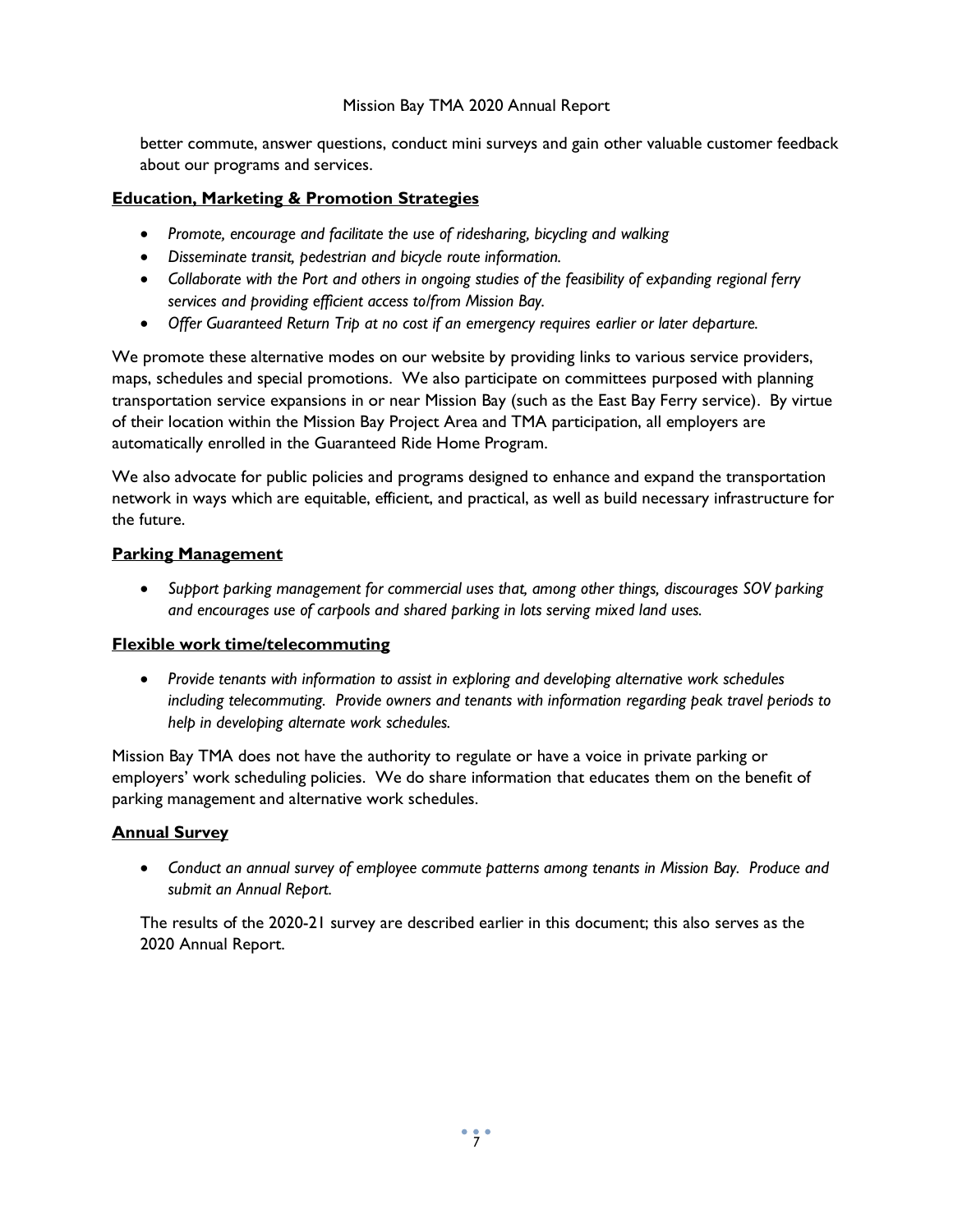better commute, answer questions, conduct mini surveys and gain other valuable customer feedback about our programs and services.

**Education, Marketing & Promotion Strategies**

- *Promote, encourage and facilitate the use of ridesharing, bicycling and walking*
- *Disseminate transit, pedestrian and bicycle route information.*
- *Collaborate with the Port and others in ongoing studies of the feasibility of expanding regional ferry services and providing efficient access to/from Mission Bay.*
- *Offer Guaranteed Return Trip at no cost if an emergency requires earlier or later departure.*

We promote these alternative modes on our website by providing links to various service providers, maps, schedules and special promotions. We also participate on committees purposed with planning transportation service expansions in or near Mission Bay (such as the East Bay Ferry service). By virtue of their location within the Mission Bay Project Area and TMA participation, all employers are automatically enrolled in the Guaranteed Ride Home Program.

We also advocate for public policies and programs designed to enhance and expand the transportation network in ways which are equitable, efficient, and practical, as well as build necessary infrastructure for the future.

**Parking Management**

- *Support parking management for commercial uses that, among other things, discourages SOV parking and encourages use of carpools and shared parking in lots serving mixed land uses.*

**Flexible work time/telecommuting**

- *Provide tenants with information to assist in exploring and developing alternative work schedules including telecommuting. Provide owners and tenants with information regarding peak travel periods to help in developing alternate work schedules.*

Mission Bay TMA does not have the authority to regulate or have a voice in private parking or employers' work scheduling policies. We do share information that educates them on the benefit of parking management and alternative work schedules.

**Annual Survey**

- *Conduct an annual survey of employee commute patterns among tenants in Mission Bay. Produce and submit an Annual Report.*

The results of the 2020-21 survey are described earlier in this document; this also serves as the 2020 Annual Report.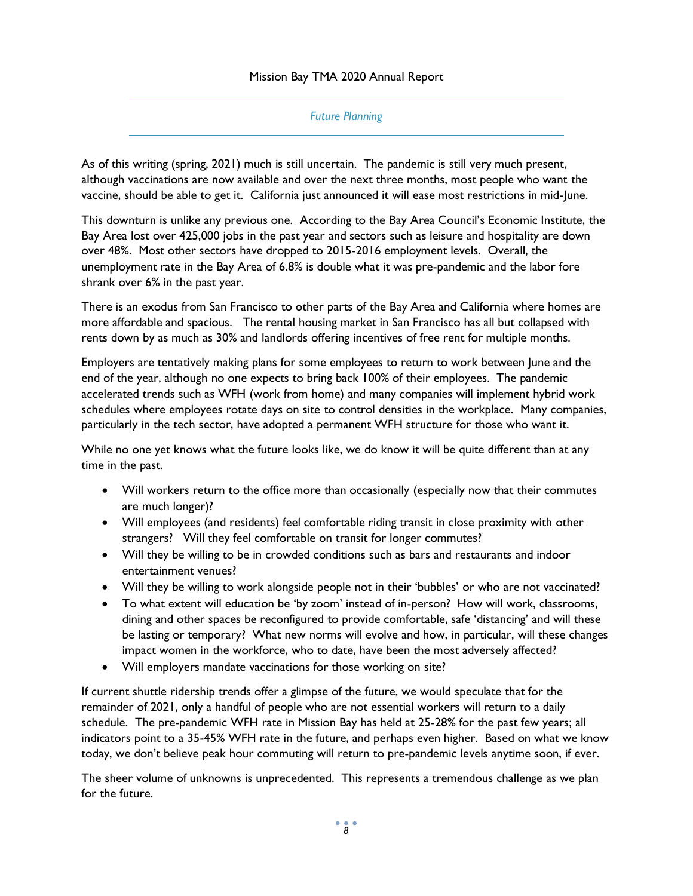## Future Planning

As of this writing (spring, 2021) much is still uncertain. The pandemic is still very much present, although vaccinations are now available and over the next three months, most people who want the vaccine, should be able to get it. California just announced it will ease most restrictions in mid-June.

This downturn is unlike any previous one. According to the Bay Area Council's Economic Institute, the Bay Area lost over 425,000 jobs in the past year and sectors such as leisure and hospitality are down over 48%. Most other sectors have dropped to 2015-2016 employment levels. Overall, the unemployment rate in the Bay Area of 6.8% is double what it was pre-pandemic and the labor fore shrank over 6% in the past year.

There is an exodus from San Francisco to other parts of the Bay Area and California where homes are more affordable and spacious. The rental housing market in San Francisco has all but collapsed with rents down by as much as 30% and landlords offering incentives of free rent for multiple months.

Employers are tentatively making plans for some employees to return to work between June and the end of the year, although no one expects to bring back 100% of their employees. The pandemic accelerated trends such as WFH (work from home) and many companies will implement hybrid work schedules where employees rotate days on site to control densities in the workplace. Many companies, particularly in the tech sector, have adopted a permanent WFH structure for those who want it.

While no one yet knows what the future looks like, we do know it will be quite different than at any time in the past.

- Will workers return to the office more than occasionally (especially now that their commutes are much longer)?
- Will employees (and residents) feel comfortable riding transit in close proximity with other strangers? Will they feel comfortable on transit for longer commutes?
- Will they be willing to be in crowded conditions such as bars and restaurants and indoor entertainment venues?
- Will they be willing to work alongside people not in their 'bubbles' or who are not vaccinated?
- To what extent will education be 'by zoom' instead of in-person? How will work, classrooms, dining and other spaces be reconfigured to provide comfortable, safe 'distancing' and will these be lasting or temporary? What new norms will evolve and how, in particular, will these changes impact women in the workforce, who to date, have been the most adversely affected?
- Will employers mandate vaccinations for those working on site?

If current shuttle ridership trends offer a glimpse of the future, we would speculate that for the remainder of 2021, only a handful of people who are not essential workers will return to a daily schedule. The pre-pandemic WFH rate in Mission Bay has held at 25-28% for the past few years; all indicators point to a 35-45% WFH rate in the future, and perhaps even higher. Based on what we know today, we don't believe peak hour commuting will return to pre-pandemic levels anytime soon, if ever.

The sheer volume of unknowns is unprecedented. This represents a tremendous challenge as we plan for the future.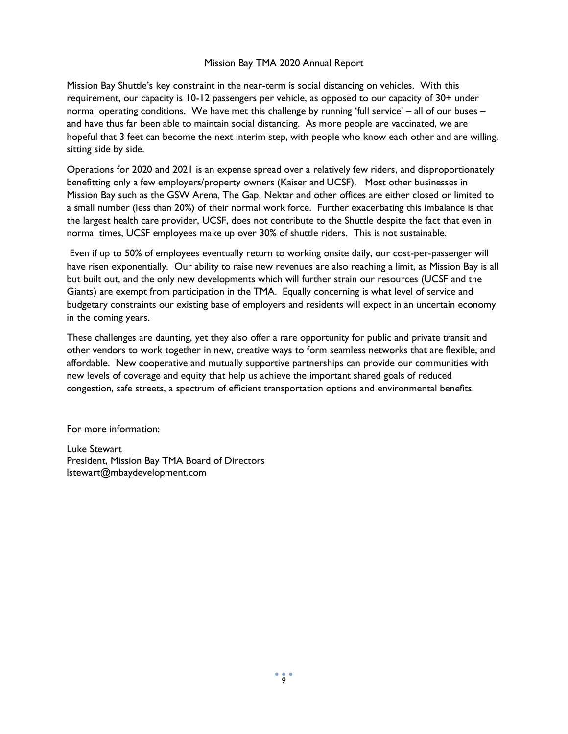Mission Bay Shuttle's key constraint in the near-term is social distancing on vehicles. With this requirement, our capacity is 10-12 passengers per vehicle, as opposed to our capacity of 30+ under normal operating conditions. We have met this challenge by running 'full service' – all of our buses – and have thus far been able to maintain social distancing. As more people are vaccinated, we are hopeful that 3 feet can become the next interim step, with people who know each other and are willing, sitting side by side.

Operations for 2020 and 2021 is an expense spread over a relatively few riders, and disproportionately benefitting only a few employers/property owners (Kaiser and UCSF). Most other businesses in Mission Bay such as the GSW Arena, The Gap, Nektar and other offices are either closed or limited to a small number (less than 20%) of their normal work force. Further exacerbating this imbalance is that the largest health care provider, UCSF, does not contribute to the Shuttle despite the fact that even in normal times, UCSF employees make up over 30% of shuttle riders. This is not sustainable.

Even if up to 50% of employees eventually return to working onsite daily, our cost-per-passenger will have risen exponentially. Our ability to raise new revenues are also reaching a limit, as Mission Bay is all but built out, and the only new developments which will further strain our resources (UCSF and the Giants) are exempt from participation in the TMA. Equally concerning is what level of service and budgetary constraints our existing base of employers and residents will expect in an uncertain economy in the coming years.

These challenges are daunting, yet they also offer a rare opportunity for public and private transit and other vendors to work together in new, creative ways to form seamless networks that are flexible, and affordable. New cooperative and mutually supportive partnerships can provide our communities with new levels of coverage and equity that help us achieve the important shared goals of reduced congestion, safe streets, a spectrum of efficient transportation options and environmental benefits.

For more information:

Luke Stewart
President, Mission Bay TMA Board of Directors
lstewart@mbaydevelopment.com